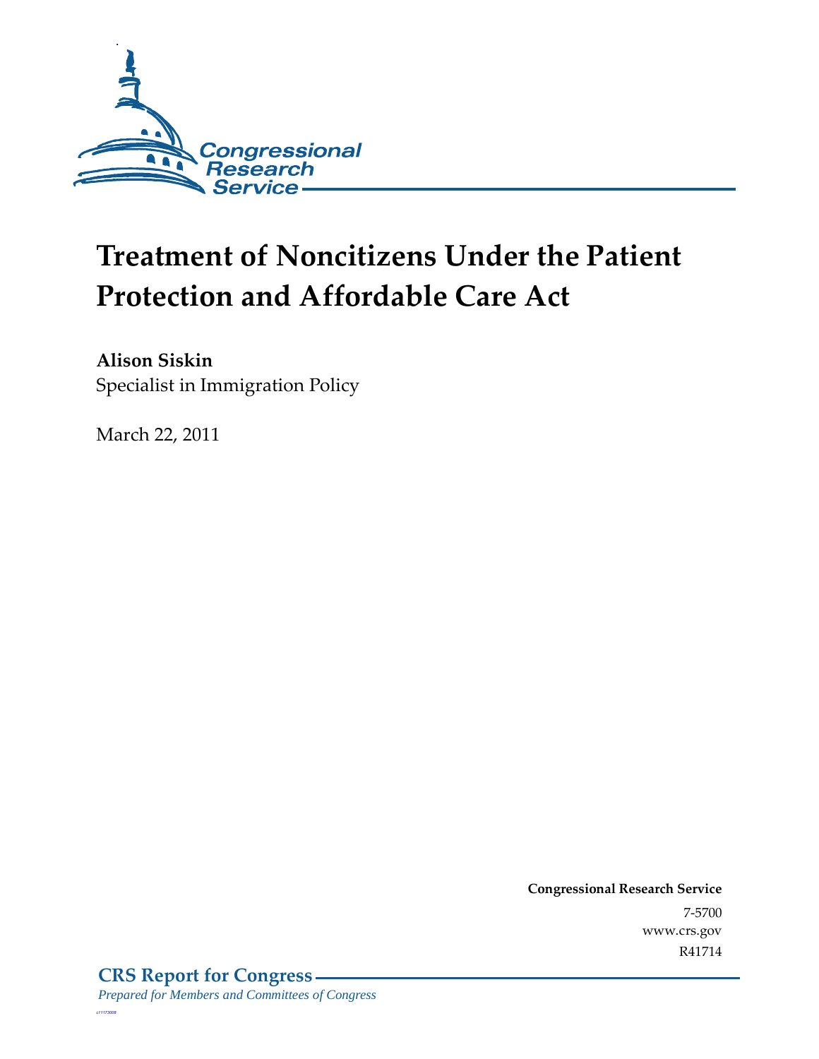# Treatment of Noncitizens Under the Patient Protection and Affordable Care Act

**Alison Siskin**
Specialist in Immigration Policy

March 22, 2011

**Congressional Research Service**
7-5700
www.crs.gov
R41714

**CRS Report for Congress**
*Prepared for Members and Committees of Congress*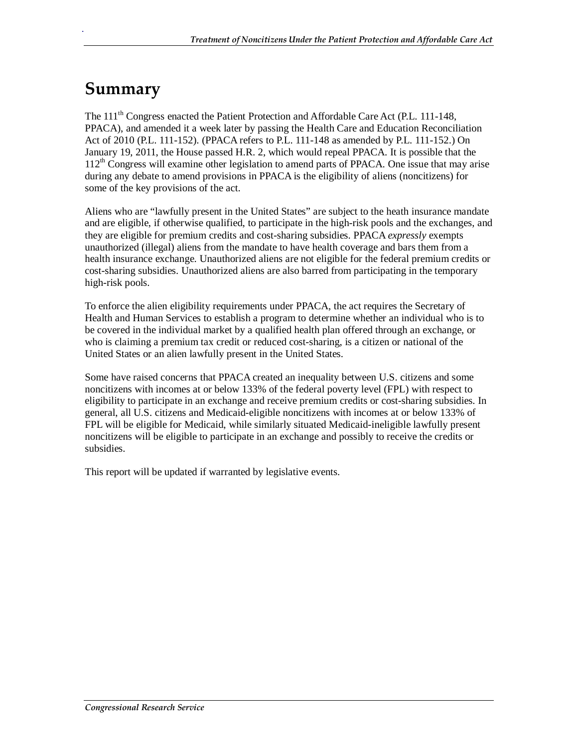# Summary

The 111th Congress enacted the Patient Protection and Affordable Care Act (P.L. 111-148, PPACA), and amended it a week later by passing the Health Care and Education Reconciliation Act of 2010 (P.L. 111-152). (PPACA refers to P.L. 111-148 as amended by P.L. 111-152.) On January 19, 2011, the House passed H.R. 2, which would repeal PPACA. It is possible that the 112th Congress will examine other legislation to amend parts of PPACA. One issue that may arise during any debate to amend provisions in PPACA is the eligibility of aliens (noncitizens) for some of the key provisions of the act.

Aliens who are "lawfully present in the United States" are subject to the heath insurance mandate and are eligible, if otherwise qualified, to participate in the high-risk pools and the exchanges, and they are eligible for premium credits and cost-sharing subsidies. PPACA *expressly* exempts unauthorized (illegal) aliens from the mandate to have health coverage and bars them from a health insurance exchange. Unauthorized aliens are not eligible for the federal premium credits or cost-sharing subsidies. Unauthorized aliens are also barred from participating in the temporary high-risk pools.

To enforce the alien eligibility requirements under PPACA, the act requires the Secretary of Health and Human Services to establish a program to determine whether an individual who is to be covered in the individual market by a qualified health plan offered through an exchange, or who is claiming a premium tax credit or reduced cost-sharing, is a citizen or national of the United States or an alien lawfully present in the United States.

Some have raised concerns that PPACA created an inequality between U.S. citizens and some noncitizens with incomes at or below 133% of the federal poverty level (FPL) with respect to eligibility to participate in an exchange and receive premium credits or cost-sharing subsidies. In general, all U.S. citizens and Medicaid-eligible noncitizens with incomes at or below 133% of FPL will be eligible for Medicaid, while similarly situated Medicaid-ineligible lawfully present noncitizens will be eligible to participate in an exchange and possibly to receive the credits or subsidies.

This report will be updated if warranted by legislative events.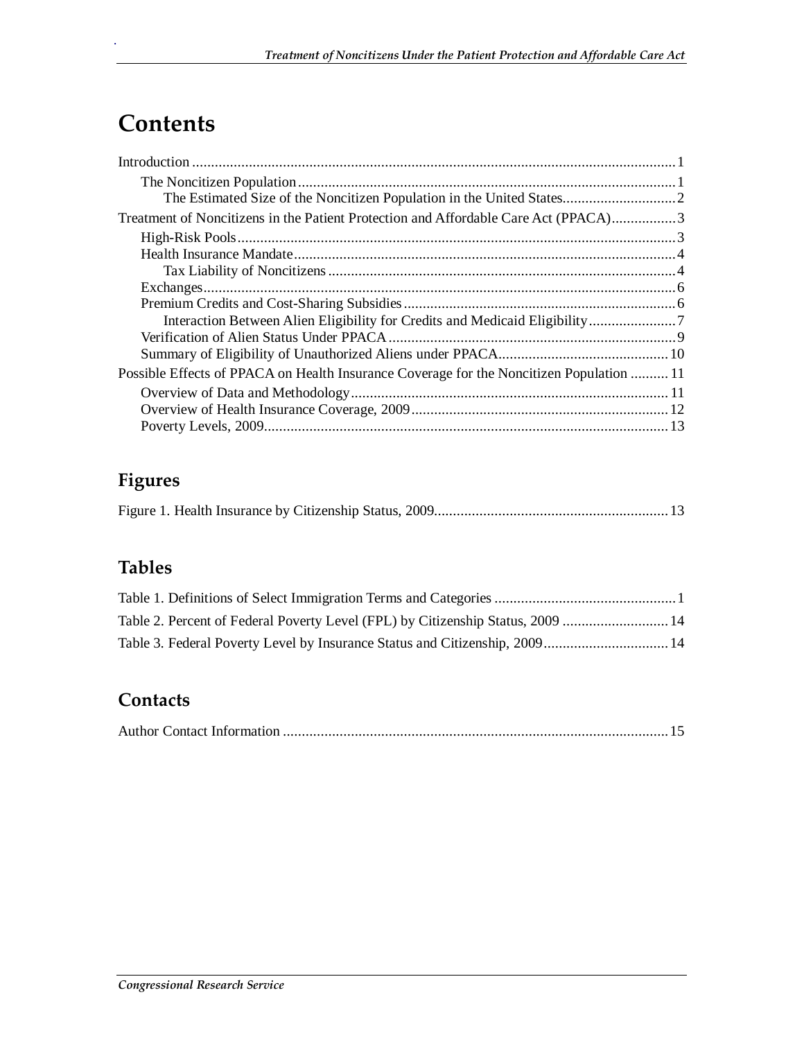# Contents

Introduction ..... 1
- The Noncitizen Population ..... 1
  - The Estimated Size of the Noncitizen Population in the United States ..... 2

Treatment of Noncitizens in the Patient Protection and Affordable Care Act (PPACA) ..... 3
- High-Risk Pools ..... 3
- Health Insurance Mandate ..... 4
  - Tax Liability of Noncitizens ..... 4
- Exchanges ..... 6
- Premium Credits and Cost-Sharing Subsidies ..... 6
  - Interaction Between Alien Eligibility for Credits and Medicaid Eligibility ..... 7
- Verification of Alien Status Under PPACA ..... 9
- Summary of Eligibility of Unauthorized Aliens under PPACA ..... 10

Possible Effects of PPACA on Health Insurance Coverage for the Noncitizen Population ..... 11
- Overview of Data and Methodology ..... 11
- Overview of Health Insurance Coverage, 2009 ..... 12
- Poverty Levels, 2009 ..... 13

## Figures

Figure 1. Health Insurance by Citizenship Status, 2009 ..... 13

## Tables

Table 1. Definitions of Select Immigration Terms and Categories ..... 1

Table 2. Percent of Federal Poverty Level (FPL) by Citizenship Status, 2009 ..... 14

Table 3. Federal Poverty Level by Insurance Status and Citizenship, 2009 ..... 14

## Contacts

Author Contact Information ..... 15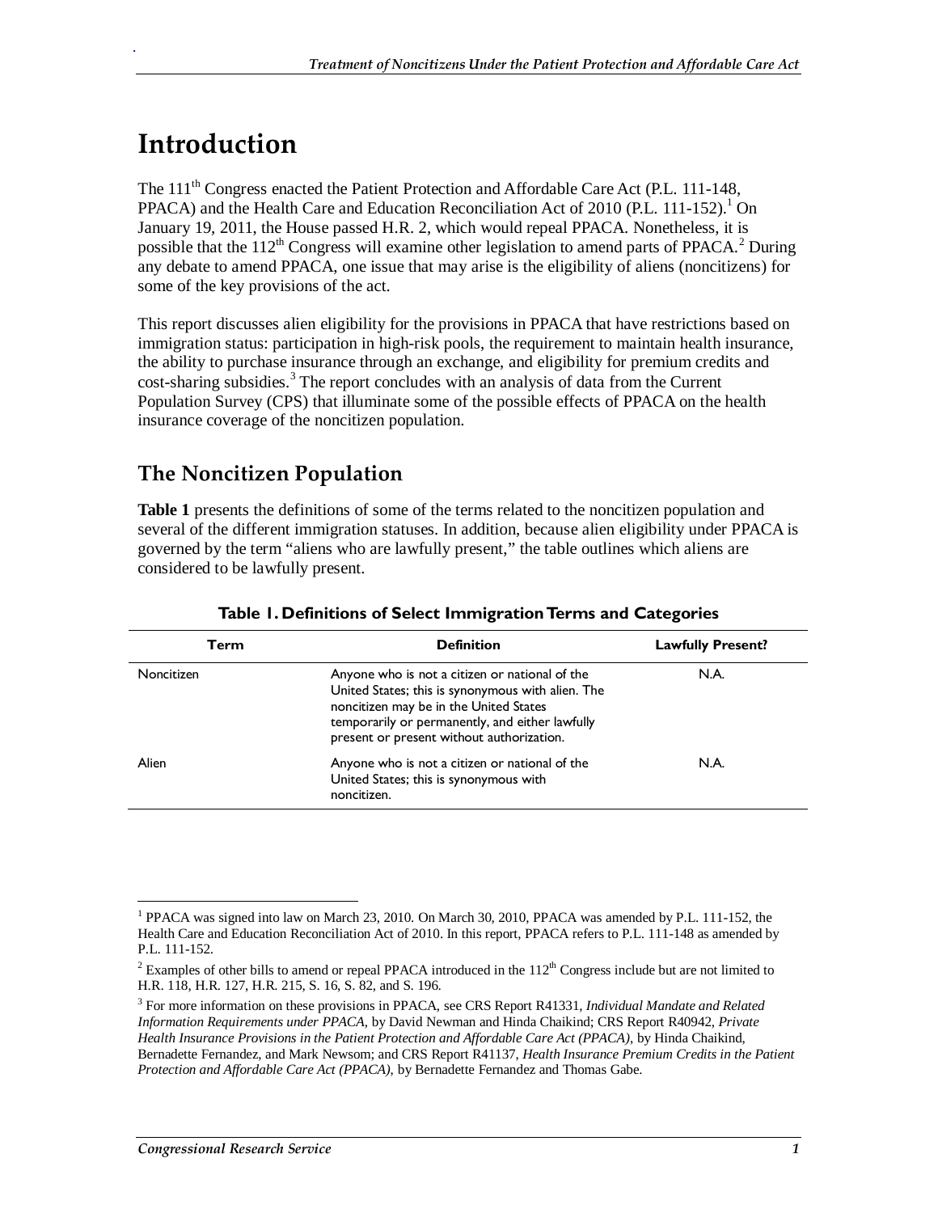# Introduction

The 111th Congress enacted the Patient Protection and Affordable Care Act (P.L. 111-148, PPACA) and the Health Care and Education Reconciliation Act of 2010 (P.L. 111-152).[1] On January 19, 2011, the House passed H.R. 2, which would repeal PPACA. Nonetheless, it is possible that the 112th Congress will examine other legislation to amend parts of PPACA.[2] During any debate to amend PPACA, one issue that may arise is the eligibility of aliens (noncitizens) for some of the key provisions of the act.

This report discusses alien eligibility for the provisions in PPACA that have restrictions based on immigration status: participation in high-risk pools, the requirement to maintain health insurance, the ability to purchase insurance through an exchange, and eligibility for premium credits and cost-sharing subsidies.[3] The report concludes with an analysis of data from the Current Population Survey (CPS) that illuminate some of the possible effects of PPACA on the health insurance coverage of the noncitizen population.

## The Noncitizen Population

**Table 1** presents the definitions of some of the terms related to the noncitizen population and several of the different immigration statuses. In addition, because alien eligibility under PPACA is governed by the term "aliens who are lawfully present," the table outlines which aliens are considered to be lawfully present.

**Table 1. Definitions of Select Immigration Terms and Categories**

| Term | Definition | Lawfully Present? |
|---|---|---|
| Noncitizen | Anyone who is not a citizen or national of the United States; this is synonymous with alien. The noncitizen may be in the United States temporarily or permanently, and either lawfully present or present without authorization. | N.A. |
| Alien | Anyone who is not a citizen or national of the United States; this is synonymous with noncitizen. | N.A. |

[1] PPACA was signed into law on March 23, 2010. On March 30, 2010, PPACA was amended by P.L. 111-152, the Health Care and Education Reconciliation Act of 2010. In this report, PPACA refers to P.L. 111-148 as amended by P.L. 111-152.

[2] Examples of other bills to amend or repeal PPACA introduced in the 112th Congress include but are not limited to H.R. 118, H.R. 127, H.R. 215, S. 16, S. 82, and S. 196.

[3] For more information on these provisions in PPACA, see CRS Report R41331, *Individual Mandate and Related Information Requirements under PPACA*, by David Newman and Hinda Chaikind; CRS Report R40942, *Private Health Insurance Provisions in the Patient Protection and Affordable Care Act (PPACA)*, by Hinda Chaikind, Bernadette Fernandez, and Mark Newsom; and CRS Report R41137, *Health Insurance Premium Credits in the Patient Protection and Affordable Care Act (PPACA)*, by Bernadette Fernandez and Thomas Gabe.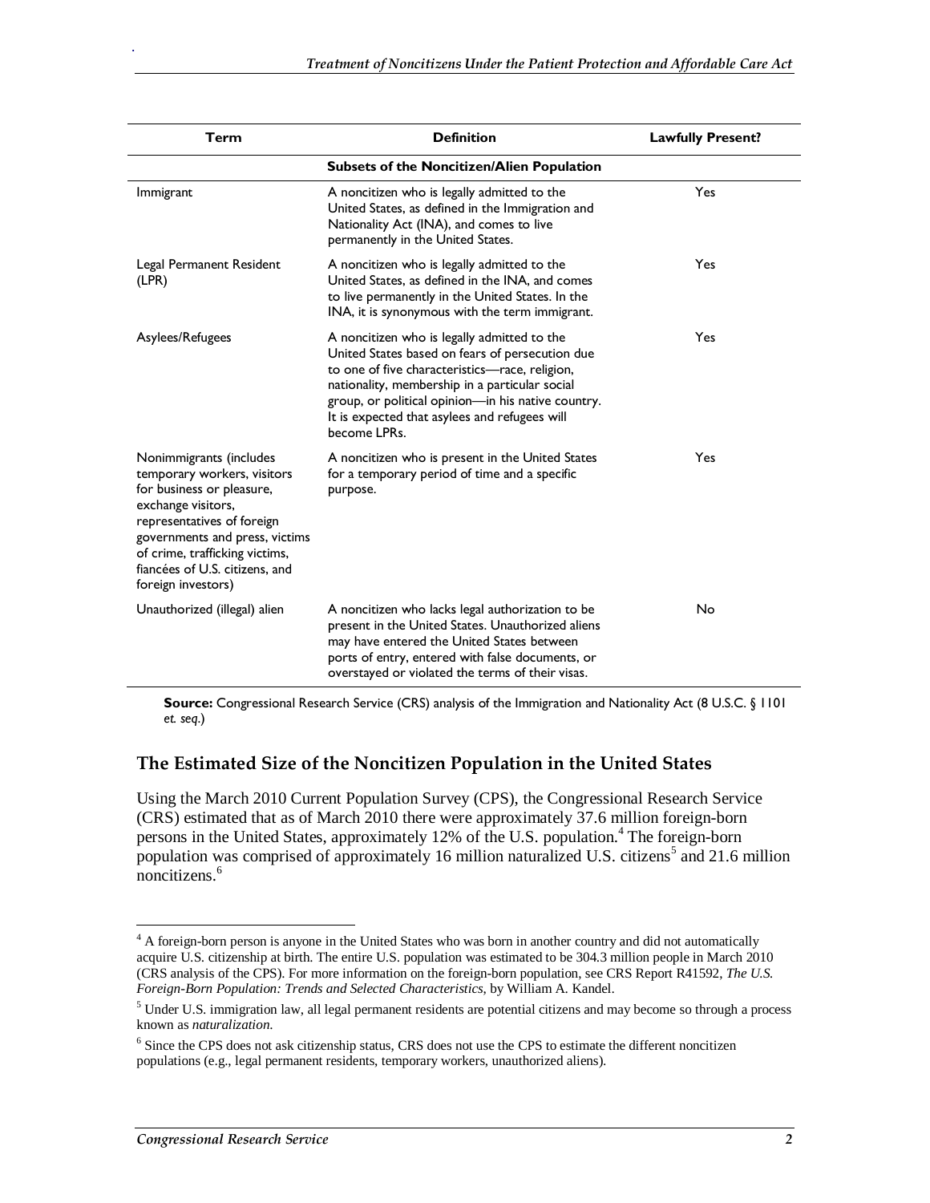| Term | Definition | Lawfully Present? |
|---|---|---|
| **Subsets of the Noncitizen/Alien Population** | | |
| Immigrant | A noncitizen who is legally admitted to the United States, as defined in the Immigration and Nationality Act (INA), and comes to live permanently in the United States. | Yes |
| Legal Permanent Resident (LPR) | A noncitizen who is legally admitted to the United States, as defined in the INA, and comes to live permanently in the United States. In the INA, it is synonymous with the term immigrant. | Yes |
| Asylees/Refugees | A noncitizen who is legally admitted to the United States based on fears of persecution due to one of five characteristics—race, religion, nationality, membership in a particular social group, or political opinion—in his native country. It is expected that asylees and refugees will become LPRs. | Yes |
| Nonimmigrants (includes temporary workers, visitors for business or pleasure, exchange visitors, representatives of foreign governments and press, victims of crime, trafficking victims, fiancées of U.S. citizens, and foreign investors) | A noncitizen who is present in the United States for a temporary period of time and a specific purpose. | Yes |
| Unauthorized (illegal) alien | A noncitizen who lacks legal authorization to be present in the United States. Unauthorized aliens may have entered the United States between ports of entry, entered with false documents, or overstayed or violated the terms of their visas. | No |

**Source:** Congressional Research Service (CRS) analysis of the Immigration and Nationality Act (8 U.S.C. § 1101 *et. seq*.)

## The Estimated Size of the Noncitizen Population in the United States

Using the March 2010 Current Population Survey (CPS), the Congressional Research Service (CRS) estimated that as of March 2010 there were approximately 37.6 million foreign-born persons in the United States, approximately 12% of the U.S. population.[4] The foreign-born population was comprised of approximately 16 million naturalized U.S. citizens[5] and 21.6 million noncitizens.[6]

---

[4] A foreign-born person is anyone in the United States who was born in another country and did not automatically acquire U.S. citizenship at birth. The entire U.S. population was estimated to be 304.3 million people in March 2010 (CRS analysis of the CPS). For more information on the foreign-born population, see CRS Report R41592, *The U.S. Foreign-Born Population: Trends and Selected Characteristics*, by William A. Kandel.

[5] Under U.S. immigration law, all legal permanent residents are potential citizens and may become so through a process known as *naturalization*.

[6] Since the CPS does not ask citizenship status, CRS does not use the CPS to estimate the different noncitizen populations (e.g., legal permanent residents, temporary workers, unauthorized aliens).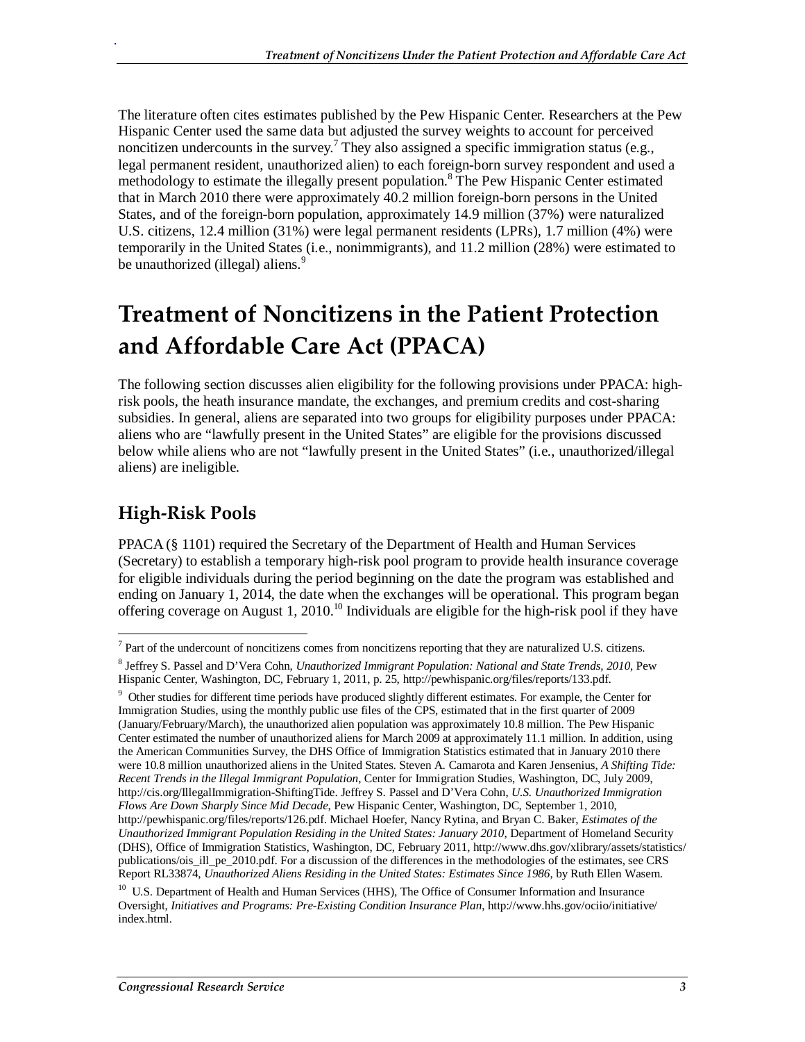The literature often cites estimates published by the Pew Hispanic Center. Researchers at the Pew Hispanic Center used the same data but adjusted the survey weights to account for perceived noncitizen undercounts in the survey.[7] They also assigned a specific immigration status (e.g., legal permanent resident, unauthorized alien) to each foreign-born survey respondent and used a methodology to estimate the illegally present population.[8] The Pew Hispanic Center estimated that in March 2010 there were approximately 40.2 million foreign-born persons in the United States, and of the foreign-born population, approximately 14.9 million (37%) were naturalized U.S. citizens, 12.4 million (31%) were legal permanent residents (LPRs), 1.7 million (4%) were temporarily in the United States (i.e., nonimmigrants), and 11.2 million (28%) were estimated to be unauthorized (illegal) aliens.[9]

# Treatment of Noncitizens in the Patient Protection and Affordable Care Act (PPACA)

The following section discusses alien eligibility for the following provisions under PPACA: high-risk pools, the heath insurance mandate, the exchanges, and premium credits and cost-sharing subsidies. In general, aliens are separated into two groups for eligibility purposes under PPACA: aliens who are "lawfully present in the United States" are eligible for the provisions discussed below while aliens who are not "lawfully present in the United States" (i.e., unauthorized/illegal aliens) are ineligible.

## High-Risk Pools

PPACA (§ 1101) required the Secretary of the Department of Health and Human Services (Secretary) to establish a temporary high-risk pool program to provide health insurance coverage for eligible individuals during the period beginning on the date the program was established and ending on January 1, 2014, the date when the exchanges will be operational. This program began offering coverage on August 1, 2010.[10] Individuals are eligible for the high-risk pool if they have

---

[7] Part of the undercount of noncitizens comes from noncitizens reporting that they are naturalized U.S. citizens.

[8] Jeffrey S. Passel and D'Vera Cohn, *Unauthorized Immigrant Population: National and State Trends, 2010*, Pew Hispanic Center, Washington, DC, February 1, 2011, p. 25, http://pewhispanic.org/files/reports/133.pdf.

[9] Other studies for different time periods have produced slightly different estimates. For example, the Center for Immigration Studies, using the monthly public use files of the CPS, estimated that in the first quarter of 2009 (January/February/March), the unauthorized alien population was approximately 10.8 million. The Pew Hispanic Center estimated the number of unauthorized aliens for March 2009 at approximately 11.1 million. In addition, using the American Communities Survey, the DHS Office of Immigration Statistics estimated that in January 2010 there were 10.8 million unauthorized aliens in the United States. Steven A. Camarota and Karen Jensenius, *A Shifting Tide: Recent Trends in the Illegal Immigrant Population*, Center for Immigration Studies, Washington, DC, July 2009, http://cis.org/IllegalImmigration-ShiftingTide. Jeffrey S. Passel and D'Vera Cohn, *U.S. Unauthorized Immigration Flows Are Down Sharply Since Mid Decade*, Pew Hispanic Center, Washington, DC, September 1, 2010, http://pewhispanic.org/files/reports/126.pdf. Michael Hoefer, Nancy Rytina, and Bryan C. Baker, *Estimates of the Unauthorized Immigrant Population Residing in the United States: January 2010*, Department of Homeland Security (DHS), Office of Immigration Statistics, Washington, DC, February 2011, http://www.dhs.gov/xlibrary/assets/statistics/publications/ois_ill_pe_2010.pdf. For a discussion of the differences in the methodologies of the estimates, see CRS Report RL33874, *Unauthorized Aliens Residing in the United States: Estimates Since 1986*, by Ruth Ellen Wasem.

[10] U.S. Department of Health and Human Services (HHS), The Office of Consumer Information and Insurance Oversight, *Initiatives and Programs: Pre-Existing Condition Insurance Plan*, http://www.hhs.gov/ociio/initiative/index.html.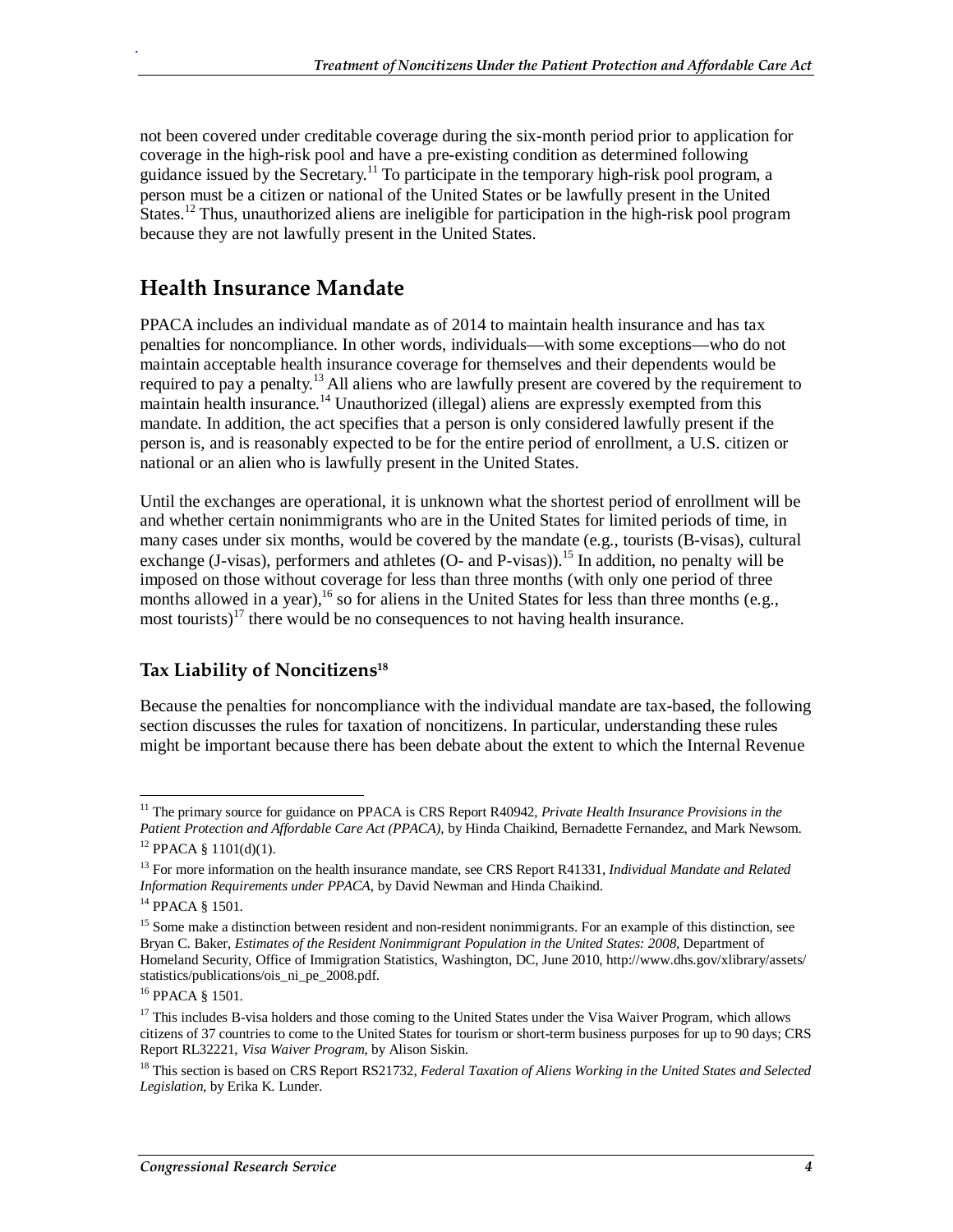not been covered under creditable coverage during the six-month period prior to application for coverage in the high-risk pool and have a pre-existing condition as determined following guidance issued by the Secretary.[11] To participate in the temporary high-risk pool program, a person must be a citizen or national of the United States or be lawfully present in the United States.[12] Thus, unauthorized aliens are ineligible for participation in the high-risk pool program because they are not lawfully present in the United States.

## Health Insurance Mandate

PPACA includes an individual mandate as of 2014 to maintain health insurance and has tax penalties for noncompliance. In other words, individuals—with some exceptions—who do not maintain acceptable health insurance coverage for themselves and their dependents would be required to pay a penalty.[13] All aliens who are lawfully present are covered by the requirement to maintain health insurance.[14] Unauthorized (illegal) aliens are expressly exempted from this mandate. In addition, the act specifies that a person is only considered lawfully present if the person is, and is reasonably expected to be for the entire period of enrollment, a U.S. citizen or national or an alien who is lawfully present in the United States.

Until the exchanges are operational, it is unknown what the shortest period of enrollment will be and whether certain nonimmigrants who are in the United States for limited periods of time, in many cases under six months, would be covered by the mandate (e.g., tourists (B-visas), cultural exchange (J-visas), performers and athletes (O- and P-visas)).[15] In addition, no penalty will be imposed on those without coverage for less than three months (with only one period of three months allowed in a year),[16] so for aliens in the United States for less than three months (e.g., most tourists)[17] there would be no consequences to not having health insurance.

### Tax Liability of Noncitizens[18]

Because the penalties for noncompliance with the individual mandate are tax-based, the following section discusses the rules for taxation of noncitizens. In particular, understanding these rules might be important because there has been debate about the extent to which the Internal Revenue

---

[11] The primary source for guidance on PPACA is CRS Report R40942, *Private Health Insurance Provisions in the Patient Protection and Affordable Care Act (PPACA)*, by Hinda Chaikind, Bernadette Fernandez, and Mark Newsom.

[12] PPACA § 1101(d)(1).

[13] For more information on the health insurance mandate, see CRS Report R41331, *Individual Mandate and Related Information Requirements under PPACA*, by David Newman and Hinda Chaikind.

[14] PPACA § 1501.

[15] Some make a distinction between resident and non-resident nonimmigrants. For an example of this distinction, see Bryan C. Baker, *Estimates of the Resident Nonimmigrant Population in the United States: 2008*, Department of Homeland Security, Office of Immigration Statistics, Washington, DC, June 2010, http://www.dhs.gov/xlibrary/assets/statistics/publications/ois_ni_pe_2008.pdf.

[16] PPACA § 1501.

[17] This includes B-visa holders and those coming to the United States under the Visa Waiver Program, which allows citizens of 37 countries to come to the United States for tourism or short-term business purposes for up to 90 days; CRS Report RL32221, *Visa Waiver Program*, by Alison Siskin.

[18] This section is based on CRS Report RS21732, *Federal Taxation of Aliens Working in the United States and Selected Legislation*, by Erika K. Lunder.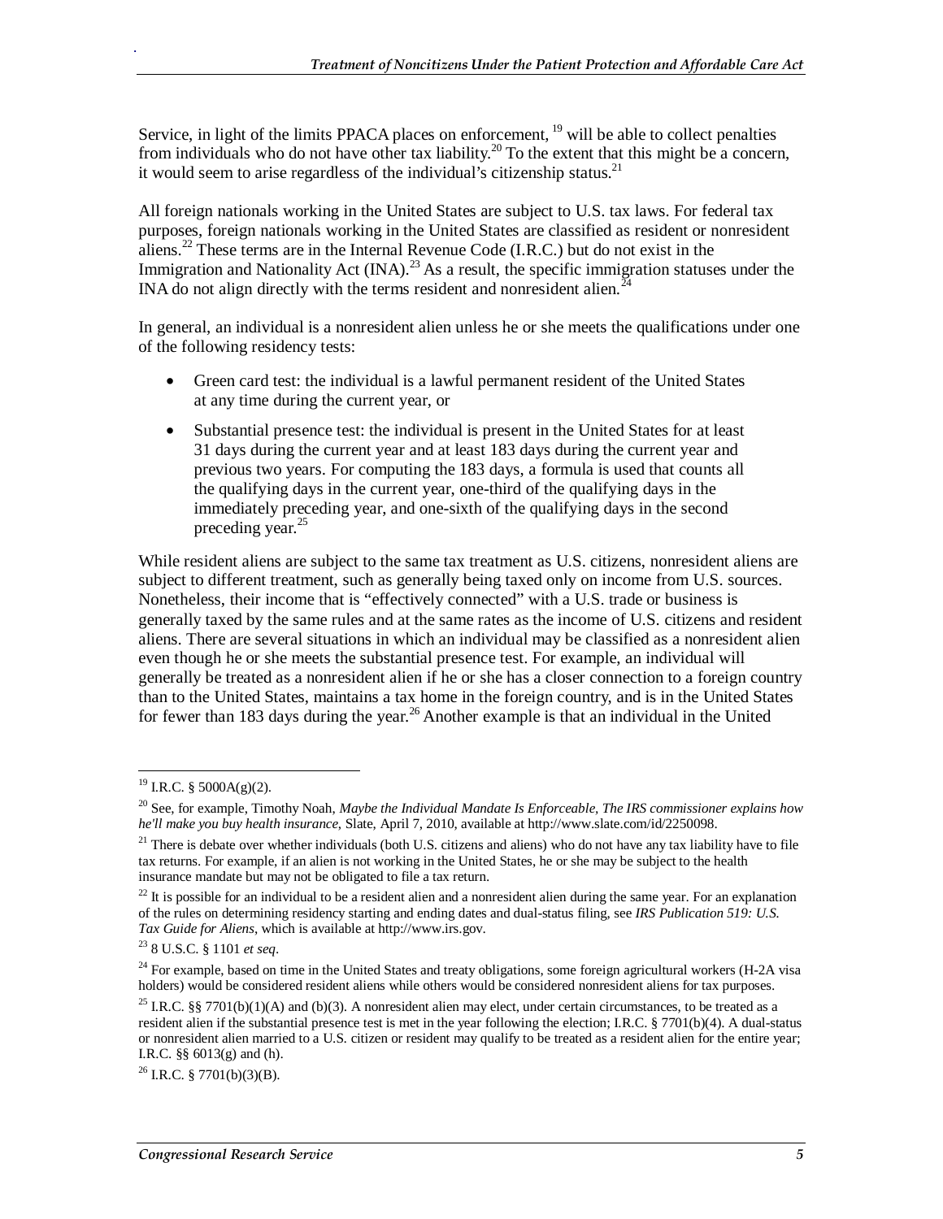Service, in light of the limits PPACA places on enforcement,[19] will be able to collect penalties from individuals who do not have other tax liability.[20] To the extent that this might be a concern, it would seem to arise regardless of the individual's citizenship status.[21]

All foreign nationals working in the United States are subject to U.S. tax laws. For federal tax purposes, foreign nationals working in the United States are classified as resident or nonresident aliens.[22] These terms are in the Internal Revenue Code (I.R.C.) but do not exist in the Immigration and Nationality Act (INA).[23] As a result, the specific immigration statuses under the INA do not align directly with the terms resident and nonresident alien.[24]

In general, an individual is a nonresident alien unless he or she meets the qualifications under one of the following residency tests:

- Green card test: the individual is a lawful permanent resident of the United States at any time during the current year, or
- Substantial presence test: the individual is present in the United States for at least 31 days during the current year and at least 183 days during the current year and previous two years. For computing the 183 days, a formula is used that counts all the qualifying days in the current year, one-third of the qualifying days in the immediately preceding year, and one-sixth of the qualifying days in the second preceding year.[25]

While resident aliens are subject to the same tax treatment as U.S. citizens, nonresident aliens are subject to different treatment, such as generally being taxed only on income from U.S. sources. Nonetheless, their income that is "effectively connected" with a U.S. trade or business is generally taxed by the same rules and at the same rates as the income of U.S. citizens and resident aliens. There are several situations in which an individual may be classified as a nonresident alien even though he or she meets the substantial presence test. For example, an individual will generally be treated as a nonresident alien if he or she has a closer connection to a foreign country than to the United States, maintains a tax home in the foreign country, and is in the United States for fewer than 183 days during the year.[26] Another example is that an individual in the United

---

[19] I.R.C. § 5000A(g)(2).

[20] See, for example, Timothy Noah, *Maybe the Individual Mandate Is Enforceable, The IRS commissioner explains how he'll make you buy health insurance*, Slate, April 7, 2010, available at http://www.slate.com/id/2250098.

[21] There is debate over whether individuals (both U.S. citizens and aliens) who do not have any tax liability have to file tax returns. For example, if an alien is not working in the United States, he or she may be subject to the health insurance mandate but may not be obligated to file a tax return.

[22] It is possible for an individual to be a resident alien and a nonresident alien during the same year. For an explanation of the rules on determining residency starting and ending dates and dual-status filing, see *IRS Publication 519: U.S. Tax Guide for Aliens*, which is available at http://www.irs.gov.

[23] 8 U.S.C. § 1101 *et seq*.

[24] For example, based on time in the United States and treaty obligations, some foreign agricultural workers (H-2A visa holders) would be considered resident aliens while others would be considered nonresident aliens for tax purposes.

[25] I.R.C. §§ 7701(b)(1)(A) and (b)(3). A nonresident alien may elect, under certain circumstances, to be treated as a resident alien if the substantial presence test is met in the year following the election; I.R.C. § 7701(b)(4). A dual-status or nonresident alien married to a U.S. citizen or resident may qualify to be treated as a resident alien for the entire year; I.R.C. §§ 6013(g) and (h).

[26] I.R.C. § 7701(b)(3)(B).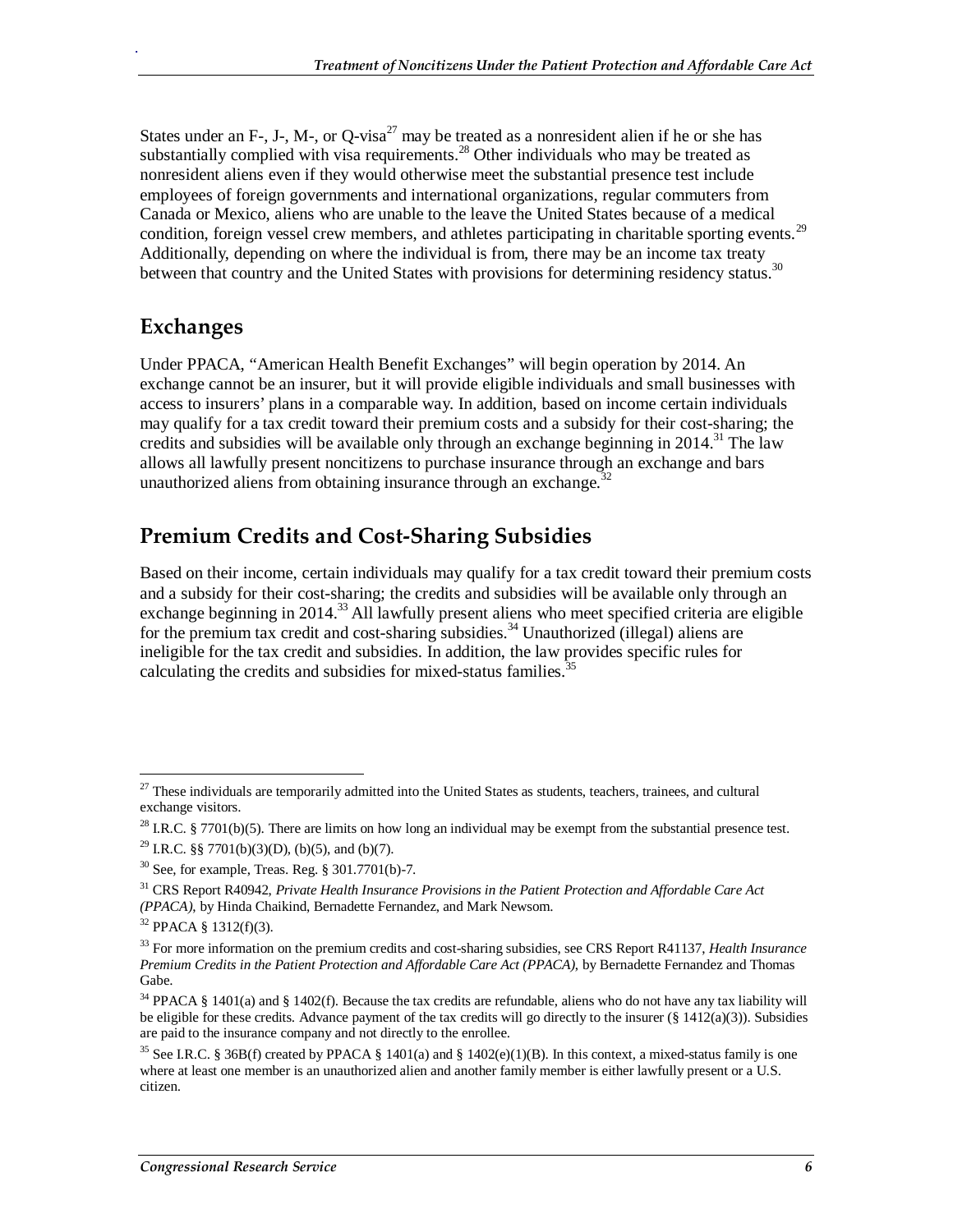States under an F-, J-, M-, or Q-visa[27] may be treated as a nonresident alien if he or she has substantially complied with visa requirements.[28] Other individuals who may be treated as nonresident aliens even if they would otherwise meet the substantial presence test include employees of foreign governments and international organizations, regular commuters from Canada or Mexico, aliens who are unable to the leave the United States because of a medical condition, foreign vessel crew members, and athletes participating in charitable sporting events.[29] Additionally, depending on where the individual is from, there may be an income tax treaty between that country and the United States with provisions for determining residency status.[30]

## Exchanges

Under PPACA, "American Health Benefit Exchanges" will begin operation by 2014. An exchange cannot be an insurer, but it will provide eligible individuals and small businesses with access to insurers' plans in a comparable way. In addition, based on income certain individuals may qualify for a tax credit toward their premium costs and a subsidy for their cost-sharing; the credits and subsidies will be available only through an exchange beginning in 2014.[31] The law allows all lawfully present noncitizens to purchase insurance through an exchange and bars unauthorized aliens from obtaining insurance through an exchange.[32]

## Premium Credits and Cost-Sharing Subsidies

Based on their income, certain individuals may qualify for a tax credit toward their premium costs and a subsidy for their cost-sharing; the credits and subsidies will be available only through an exchange beginning in 2014.[33] All lawfully present aliens who meet specified criteria are eligible for the premium tax credit and cost-sharing subsidies.[34] Unauthorized (illegal) aliens are ineligible for the tax credit and subsidies. In addition, the law provides specific rules for calculating the credits and subsidies for mixed-status families.[35]

---

[27] These individuals are temporarily admitted into the United States as students, teachers, trainees, and cultural exchange visitors.

[28] I.R.C. § 7701(b)(5). There are limits on how long an individual may be exempt from the substantial presence test.

[29] I.R.C. §§ 7701(b)(3)(D), (b)(5), and (b)(7).

[30] See, for example, Treas. Reg. § 301.7701(b)-7.

[31] CRS Report R40942, *Private Health Insurance Provisions in the Patient Protection and Affordable Care Act (PPACA)*, by Hinda Chaikind, Bernadette Fernandez, and Mark Newsom.

[32] PPACA § 1312(f)(3).

[33] For more information on the premium credits and cost-sharing subsidies, see CRS Report R41137, *Health Insurance Premium Credits in the Patient Protection and Affordable Care Act (PPACA),* by Bernadette Fernandez and Thomas Gabe.

[34] PPACA § 1401(a) and § 1402(f). Because the tax credits are refundable, aliens who do not have any tax liability will be eligible for these credits. Advance payment of the tax credits will go directly to the insurer (§ 1412(a)(3)). Subsidies are paid to the insurance company and not directly to the enrollee.

[35] See I.R.C. § 36B(f) created by PPACA § 1401(a) and § 1402(e)(1)(B). In this context, a mixed-status family is one where at least one member is an unauthorized alien and another family member is either lawfully present or a U.S. citizen.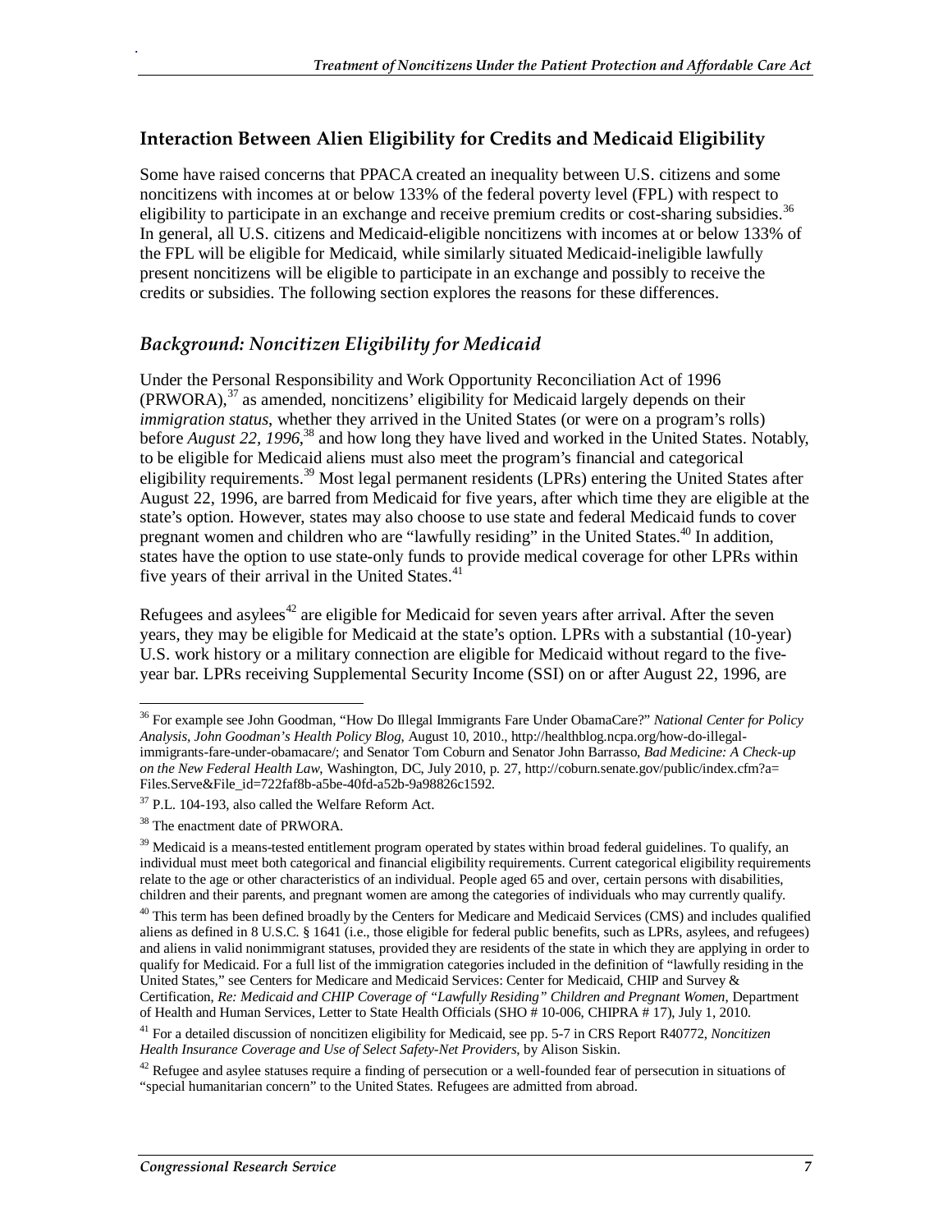## Interaction Between Alien Eligibility for Credits and Medicaid Eligibility

Some have raised concerns that PPACA created an inequality between U.S. citizens and some noncitizens with incomes at or below 133% of the federal poverty level (FPL) with respect to eligibility to participate in an exchange and receive premium credits or cost-sharing subsidies.[36] In general, all U.S. citizens and Medicaid-eligible noncitizens with incomes at or below 133% of the FPL will be eligible for Medicaid, while similarly situated Medicaid-ineligible lawfully present noncitizens will be eligible to participate in an exchange and possibly to receive the credits or subsidies. The following section explores the reasons for these differences.

### *Background: Noncitizen Eligibility for Medicaid*

Under the Personal Responsibility and Work Opportunity Reconciliation Act of 1996 (PRWORA),[37] as amended, noncitizens' eligibility for Medicaid largely depends on their *immigration status*, whether they arrived in the United States (or were on a program's rolls) before *August 22, 1996*,[38] and how long they have lived and worked in the United States. Notably, to be eligible for Medicaid aliens must also meet the program's financial and categorical eligibility requirements.[39] Most legal permanent residents (LPRs) entering the United States after August 22, 1996, are barred from Medicaid for five years, after which time they are eligible at the state's option. However, states may also choose to use state and federal Medicaid funds to cover pregnant women and children who are "lawfully residing" in the United States.[40] In addition, states have the option to use state-only funds to provide medical coverage for other LPRs within five years of their arrival in the United States.[41]

Refugees and asylees[42] are eligible for Medicaid for seven years after arrival. After the seven years, they may be eligible for Medicaid at the state's option. LPRs with a substantial (10-year) U.S. work history or a military connection are eligible for Medicaid without regard to the five-year bar. LPRs receiving Supplemental Security Income (SSI) on or after August 22, 1996, are

---

[36] For example see John Goodman, "How Do Illegal Immigrants Fare Under ObamaCare?" *National Center for Policy Analysis, John Goodman's Health Policy Blog*, August 10, 2010., http://healthblog.ncpa.org/how-do-illegal-immigrants-fare-under-obamacare/; and Senator Tom Coburn and Senator John Barrasso, *Bad Medicine: A Check-up on the New Federal Health Law*, Washington, DC, July 2010, p. 27, http://coburn.senate.gov/public/index.cfm?a=Files.Serve&File_id=722faf8b-a5be-40fd-a52b-9a98826c1592.

[37] P.L. 104-193, also called the Welfare Reform Act.

[38] The enactment date of PRWORA.

[39] Medicaid is a means-tested entitlement program operated by states within broad federal guidelines. To qualify, an individual must meet both categorical and financial eligibility requirements. Current categorical eligibility requirements relate to the age or other characteristics of an individual. People aged 65 and over, certain persons with disabilities, children and their parents, and pregnant women are among the categories of individuals who may currently qualify.

[40] This term has been defined broadly by the Centers for Medicare and Medicaid Services (CMS) and includes qualified aliens as defined in 8 U.S.C. § 1641 (i.e., those eligible for federal public benefits, such as LPRs, asylees, and refugees) and aliens in valid nonimmigrant statuses, provided they are residents of the state in which they are applying in order to qualify for Medicaid. For a full list of the immigration categories included in the definition of "lawfully residing in the United States," see Centers for Medicare and Medicaid Services: Center for Medicaid, CHIP and Survey & Certification, *Re: Medicaid and CHIP Coverage of "Lawfully Residing" Children and Pregnant Women*, Department of Health and Human Services, Letter to State Health Officials (SHO # 10-006, CHIPRA # 17), July 1, 2010.

[41] For a detailed discussion of noncitizen eligibility for Medicaid, see pp. 5-7 in CRS Report R40772, *Noncitizen Health Insurance Coverage and Use of Select Safety-Net Providers*, by Alison Siskin.

[42] Refugee and asylee statuses require a finding of persecution or a well-founded fear of persecution in situations of "special humanitarian concern" to the United States. Refugees are admitted from abroad.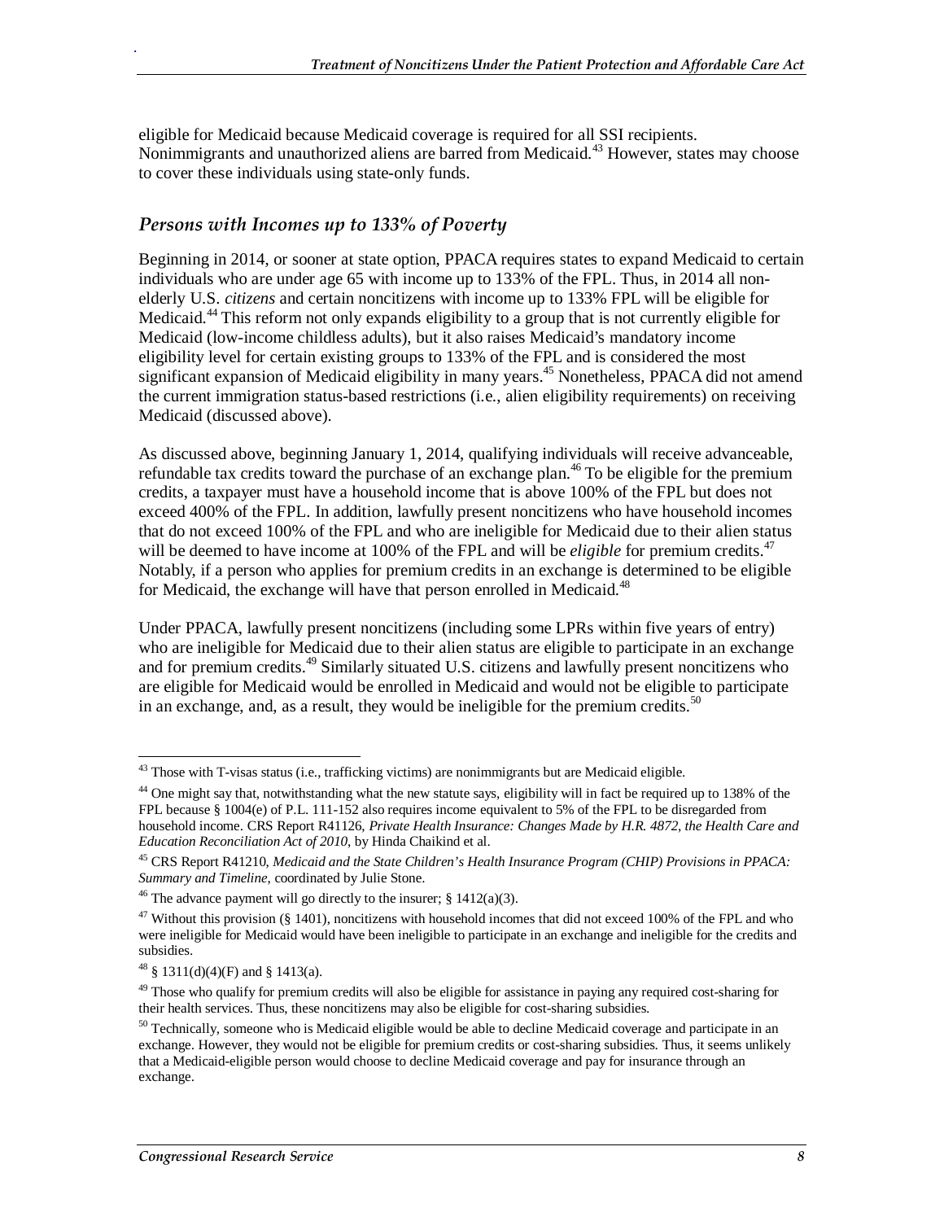eligible for Medicaid because Medicaid coverage is required for all SSI recipients. Nonimmigrants and unauthorized aliens are barred from Medicaid.[43] However, states may choose to cover these individuals using state-only funds.

### *Persons with Incomes up to 133% of Poverty*

Beginning in 2014, or sooner at state option, PPACA requires states to expand Medicaid to certain individuals who are under age 65 with income up to 133% of the FPL. Thus, in 2014 all non-elderly U.S. *citizens* and certain noncitizens with income up to 133% FPL will be eligible for Medicaid.[44] This reform not only expands eligibility to a group that is not currently eligible for Medicaid (low-income childless adults), but it also raises Medicaid's mandatory income eligibility level for certain existing groups to 133% of the FPL and is considered the most significant expansion of Medicaid eligibility in many years.[45] Nonetheless, PPACA did not amend the current immigration status-based restrictions (i.e., alien eligibility requirements) on receiving Medicaid (discussed above).

As discussed above, beginning January 1, 2014, qualifying individuals will receive advanceable, refundable tax credits toward the purchase of an exchange plan.[46] To be eligible for the premium credits, a taxpayer must have a household income that is above 100% of the FPL but does not exceed 400% of the FPL. In addition, lawfully present noncitizens who have household incomes that do not exceed 100% of the FPL and who are ineligible for Medicaid due to their alien status will be deemed to have income at 100% of the FPL and will be *eligible* for premium credits.[47] Notably, if a person who applies for premium credits in an exchange is determined to be eligible for Medicaid, the exchange will have that person enrolled in Medicaid.[48]

Under PPACA, lawfully present noncitizens (including some LPRs within five years of entry) who are ineligible for Medicaid due to their alien status are eligible to participate in an exchange and for premium credits.[49] Similarly situated U.S. citizens and lawfully present noncitizens who are eligible for Medicaid would be enrolled in Medicaid and would not be eligible to participate in an exchange, and, as a result, they would be ineligible for the premium credits.[50]

---

[43] Those with T-visas status (i.e., trafficking victims) are nonimmigrants but are Medicaid eligible.

[44] One might say that, notwithstanding what the new statute says, eligibility will in fact be required up to 138% of the FPL because § 1004(e) of P.L. 111-152 also requires income equivalent to 5% of the FPL to be disregarded from household income. CRS Report R41126, *Private Health Insurance: Changes Made by H.R. 4872, the Health Care and Education Reconciliation Act of 2010*, by Hinda Chaikind et al.

[45] CRS Report R41210, *Medicaid and the State Children's Health Insurance Program (CHIP) Provisions in PPACA: Summary and Timeline*, coordinated by Julie Stone.

[46] The advance payment will go directly to the insurer; § 1412(a)(3).

[47] Without this provision (§ 1401), noncitizens with household incomes that did not exceed 100% of the FPL and who were ineligible for Medicaid would have been ineligible to participate in an exchange and ineligible for the credits and subsidies.

[48] § 1311(d)(4)(F) and § 1413(a).

[49] Those who qualify for premium credits will also be eligible for assistance in paying any required cost-sharing for their health services. Thus, these noncitizens may also be eligible for cost-sharing subsidies.

[50] Technically, someone who is Medicaid eligible would be able to decline Medicaid coverage and participate in an exchange. However, they would not be eligible for premium credits or cost-sharing subsidies. Thus, it seems unlikely that a Medicaid-eligible person would choose to decline Medicaid coverage and pay for insurance through an exchange.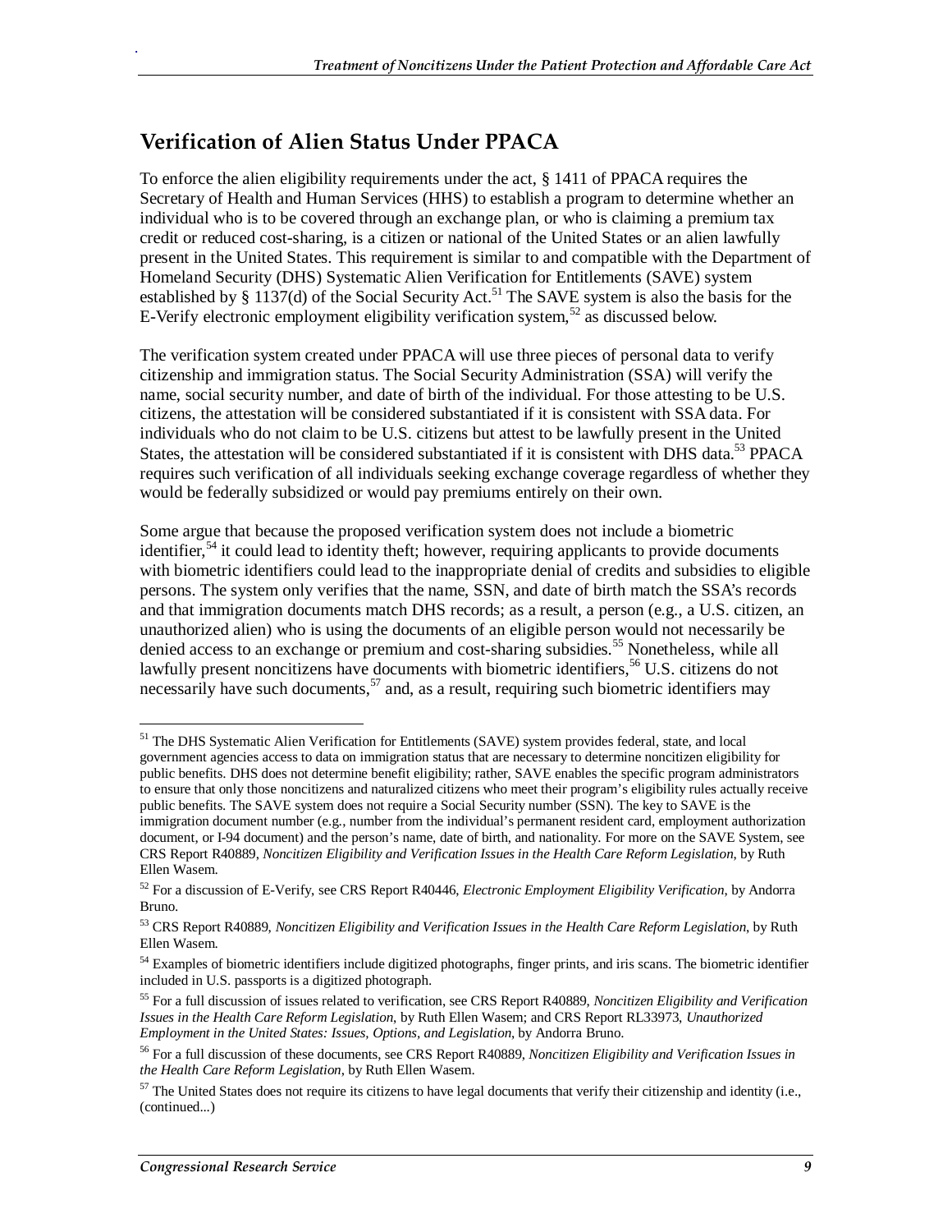## Verification of Alien Status Under PPACA

To enforce the alien eligibility requirements under the act, § 1411 of PPACA requires the Secretary of Health and Human Services (HHS) to establish a program to determine whether an individual who is to be covered through an exchange plan, or who is claiming a premium tax credit or reduced cost-sharing, is a citizen or national of the United States or an alien lawfully present in the United States. This requirement is similar to and compatible with the Department of Homeland Security (DHS) Systematic Alien Verification for Entitlements (SAVE) system established by § 1137(d) of the Social Security Act.[51] The SAVE system is also the basis for the E-Verify electronic employment eligibility verification system,[52] as discussed below.

The verification system created under PPACA will use three pieces of personal data to verify citizenship and immigration status. The Social Security Administration (SSA) will verify the name, social security number, and date of birth of the individual. For those attesting to be U.S. citizens, the attestation will be considered substantiated if it is consistent with SSA data. For individuals who do not claim to be U.S. citizens but attest to be lawfully present in the United States, the attestation will be considered substantiated if it is consistent with DHS data.[53] PPACA requires such verification of all individuals seeking exchange coverage regardless of whether they would be federally subsidized or would pay premiums entirely on their own.

Some argue that because the proposed verification system does not include a biometric identifier,[54] it could lead to identity theft; however, requiring applicants to provide documents with biometric identifiers could lead to the inappropriate denial of credits and subsidies to eligible persons. The system only verifies that the name, SSN, and date of birth match the SSA's records and that immigration documents match DHS records; as a result, a person (e.g., a U.S. citizen, an unauthorized alien) who is using the documents of an eligible person would not necessarily be denied access to an exchange or premium and cost-sharing subsidies.[55] Nonetheless, while all lawfully present noncitizens have documents with biometric identifiers,[56] U.S. citizens do not necessarily have such documents,[57] and, as a result, requiring such biometric identifiers may

---

[51] The DHS Systematic Alien Verification for Entitlements (SAVE) system provides federal, state, and local government agencies access to data on immigration status that are necessary to determine noncitizen eligibility for public benefits. DHS does not determine benefit eligibility; rather, SAVE enables the specific program administrators to ensure that only those noncitizens and naturalized citizens who meet their program's eligibility rules actually receive public benefits. The SAVE system does not require a Social Security number (SSN). The key to SAVE is the immigration document number (e.g., number from the individual's permanent resident card, employment authorization document, or I-94 document) and the person's name, date of birth, and nationality. For more on the SAVE System, see CRS Report R40889, *Noncitizen Eligibility and Verification Issues in the Health Care Reform Legislation*, by Ruth Ellen Wasem.

[52] For a discussion of E-Verify, see CRS Report R40446, *Electronic Employment Eligibility Verification*, by Andorra Bruno.

[53] CRS Report R40889, *Noncitizen Eligibility and Verification Issues in the Health Care Reform Legislation*, by Ruth Ellen Wasem.

[54] Examples of biometric identifiers include digitized photographs, finger prints, and iris scans. The biometric identifier included in U.S. passports is a digitized photograph.

[55] For a full discussion of issues related to verification, see CRS Report R40889, *Noncitizen Eligibility and Verification Issues in the Health Care Reform Legislation*, by Ruth Ellen Wasem; and CRS Report RL33973, *Unauthorized Employment in the United States: Issues, Options, and Legislation*, by Andorra Bruno.

[56] For a full discussion of these documents, see CRS Report R40889, *Noncitizen Eligibility and Verification Issues in the Health Care Reform Legislation*, by Ruth Ellen Wasem.

[57] The United States does not require its citizens to have legal documents that verify their citizenship and identity (i.e., (continued...)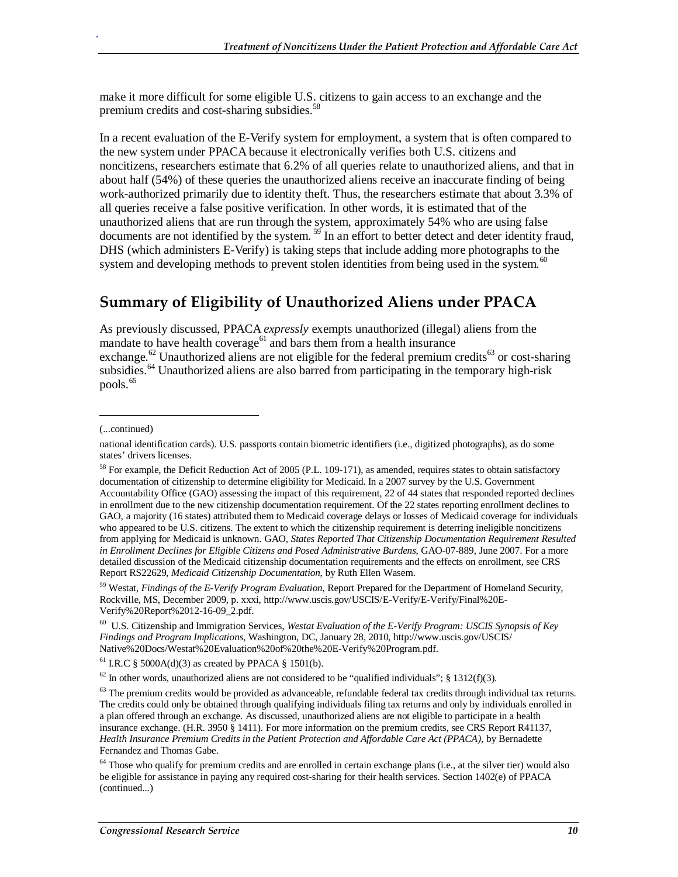make it more difficult for some eligible U.S. citizens to gain access to an exchange and the premium credits and cost-sharing subsidies.[58]

In a recent evaluation of the E-Verify system for employment, a system that is often compared to the new system under PPACA because it electronically verifies both U.S. citizens and noncitizens, researchers estimate that 6.2% of all queries relate to unauthorized aliens, and that in about half (54%) of these queries the unauthorized aliens receive an inaccurate finding of being work-authorized primarily due to identity theft. Thus, the researchers estimate that about 3.3% of all queries receive a false positive verification. In other words, it is estimated that of the unauthorized aliens that are run through the system, approximately 54% who are using false documents are not identified by the system.[59] In an effort to better detect and deter identity fraud, DHS (which administers E-Verify) is taking steps that include adding more photographs to the system and developing methods to prevent stolen identities from being used in the system.[60]

## Summary of Eligibility of Unauthorized Aliens under PPACA

As previously discussed, PPACA *expressly* exempts unauthorized (illegal) aliens from the mandate to have health coverage[61] and bars them from a health insurance exchange.[62] Unauthorized aliens are not eligible for the federal premium credits[63] or cost-sharing subsidies.[64] Unauthorized aliens are also barred from participating in the temporary high-risk pools.[65]

---

(...continued)

national identification cards). U.S. passports contain biometric identifiers (i.e., digitized photographs), as do some states' drivers licenses.

[58] For example, the Deficit Reduction Act of 2005 (P.L. 109-171), as amended, requires states to obtain satisfactory documentation of citizenship to determine eligibility for Medicaid. In a 2007 survey by the U.S. Government Accountability Office (GAO) assessing the impact of this requirement, 22 of 44 states that responded reported declines in enrollment due to the new citizenship documentation requirement. Of the 22 states reporting enrollment declines to GAO, a majority (16 states) attributed them to Medicaid coverage delays or losses of Medicaid coverage for individuals who appeared to be U.S. citizens. The extent to which the citizenship requirement is deterring ineligible noncitizens from applying for Medicaid is unknown. GAO, *States Reported That Citizenship Documentation Requirement Resulted in Enrollment Declines for Eligible Citizens and Posed Administrative Burdens*, GAO-07-889, June 2007. For a more detailed discussion of the Medicaid citizenship documentation requirements and the effects on enrollment, see CRS Report RS22629, *Medicaid Citizenship Documentation*, by Ruth Ellen Wasem.

[59] Westat, *Findings of the E-Verify Program Evaluation*, Report Prepared for the Department of Homeland Security, Rockville, MS, December 2009, p. xxxi, http://www.uscis.gov/USCIS/E-Verify/E-Verify/Final%20E-Verify%20Report%2012-16-09_2.pdf.

[60] U.S. Citizenship and Immigration Services, *Westat Evaluation of the E-Verify Program: USCIS Synopsis of Key Findings and Program Implications*, Washington, DC, January 28, 2010, http://www.uscis.gov/USCIS/Native%20Docs/Westat%20Evaluation%20of%20the%20E-Verify%20Program.pdf.

[61] I.R.C § 5000A(d)(3) as created by PPACA § 1501(b).

[62] In other words, unauthorized aliens are not considered to be "qualified individuals"; § 1312(f)(3).

[63] The premium credits would be provided as advanceable, refundable federal tax credits through individual tax returns. The credits could only be obtained through qualifying individuals filing tax returns and only by individuals enrolled in a plan offered through an exchange. As discussed, unauthorized aliens are not eligible to participate in a health insurance exchange. (H.R. 3950 § 1411). For more information on the premium credits, see CRS Report R41137, *Health Insurance Premium Credits in the Patient Protection and Affordable Care Act (PPACA)*, by Bernadette Fernandez and Thomas Gabe.

[64] Those who qualify for premium credits and are enrolled in certain exchange plans (i.e., at the silver tier) would also be eligible for assistance in paying any required cost-sharing for their health services. Section 1402(e) of PPACA (continued...)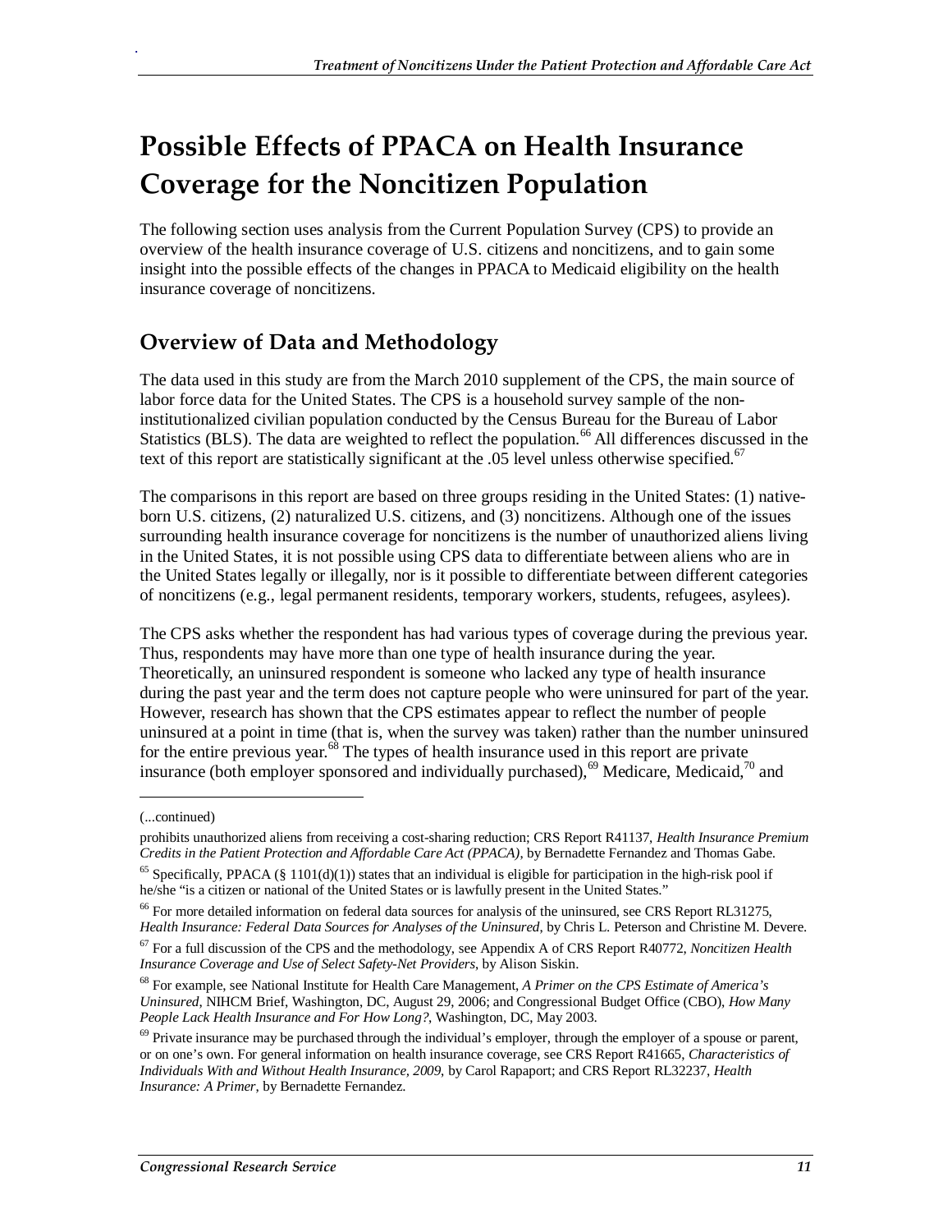# Possible Effects of PPACA on Health Insurance Coverage for the Noncitizen Population

The following section uses analysis from the Current Population Survey (CPS) to provide an overview of the health insurance coverage of U.S. citizens and noncitizens, and to gain some insight into the possible effects of the changes in PPACA to Medicaid eligibility on the health insurance coverage of noncitizens.

## Overview of Data and Methodology

The data used in this study are from the March 2010 supplement of the CPS, the main source of labor force data for the United States. The CPS is a household survey sample of the non-institutionalized civilian population conducted by the Census Bureau for the Bureau of Labor Statistics (BLS). The data are weighted to reflect the population.[66] All differences discussed in the text of this report are statistically significant at the .05 level unless otherwise specified.[67]

The comparisons in this report are based on three groups residing in the United States: (1) native-born U.S. citizens, (2) naturalized U.S. citizens, and (3) noncitizens. Although one of the issues surrounding health insurance coverage for noncitizens is the number of unauthorized aliens living in the United States, it is not possible using CPS data to differentiate between aliens who are in the United States legally or illegally, nor is it possible to differentiate between different categories of noncitizens (e.g., legal permanent residents, temporary workers, students, refugees, asylees).

The CPS asks whether the respondent has had various types of coverage during the previous year. Thus, respondents may have more than one type of health insurance during the year. Theoretically, an uninsured respondent is someone who lacked any type of health insurance during the past year and the term does not capture people who were uninsured for part of the year. However, research has shown that the CPS estimates appear to reflect the number of people uninsured at a point in time (that is, when the survey was taken) rather than the number uninsured for the entire previous year.[68] The types of health insurance used in this report are private insurance (both employer sponsored and individually purchased),[69] Medicare, Medicaid,[70] and

---

(...continued)

prohibits unauthorized aliens from receiving a cost-sharing reduction; CRS Report R41137, *Health Insurance Premium Credits in the Patient Protection and Affordable Care Act (PPACA)*, by Bernadette Fernandez and Thomas Gabe.

[65] Specifically, PPACA (§ 1101(d)(1)) states that an individual is eligible for participation in the high-risk pool if he/she "is a citizen or national of the United States or is lawfully present in the United States."

[66] For more detailed information on federal data sources for analysis of the uninsured, see CRS Report RL31275, *Health Insurance: Federal Data Sources for Analyses of the Uninsured*, by Chris L. Peterson and Christine M. Devere.

[67] For a full discussion of the CPS and the methodology, see Appendix A of CRS Report R40772, *Noncitizen Health Insurance Coverage and Use of Select Safety-Net Providers*, by Alison Siskin.

[68] For example, see National Institute for Health Care Management, *A Primer on the CPS Estimate of America's Uninsured*, NIHCM Brief, Washington, DC, August 29, 2006; and Congressional Budget Office (CBO), *How Many People Lack Health Insurance and For How Long?*, Washington, DC, May 2003.

[69] Private insurance may be purchased through the individual's employer, through the employer of a spouse or parent, or on one's own. For general information on health insurance coverage, see CRS Report R41665, *Characteristics of Individuals With and Without Health Insurance, 2009*, by Carol Rapaport; and CRS Report RL32237, *Health Insurance: A Primer*, by Bernadette Fernandez.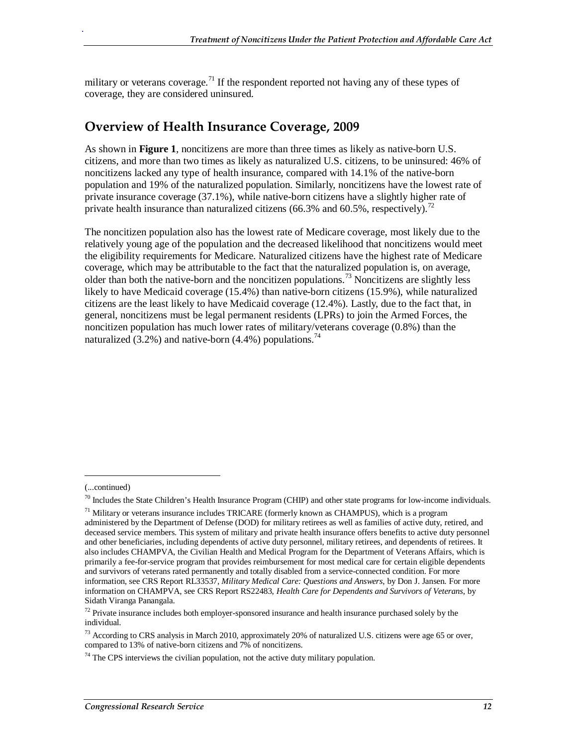military or veterans coverage.[71] If the respondent reported not having any of these types of coverage, they are considered uninsured.

## Overview of Health Insurance Coverage, 2009

As shown in **Figure 1**, noncitizens are more than three times as likely as native-born U.S. citizens, and more than two times as likely as naturalized U.S. citizens, to be uninsured: 46% of noncitizens lacked any type of health insurance, compared with 14.1% of the native-born population and 19% of the naturalized population. Similarly, noncitizens have the lowest rate of private insurance coverage (37.1%), while native-born citizens have a slightly higher rate of private health insurance than naturalized citizens (66.3% and 60.5%, respectively).[72]

The noncitizen population also has the lowest rate of Medicare coverage, most likely due to the relatively young age of the population and the decreased likelihood that noncitizens would meet the eligibility requirements for Medicare. Naturalized citizens have the highest rate of Medicare coverage, which may be attributable to the fact that the naturalized population is, on average, older than both the native-born and the noncitizen populations.[73] Noncitizens are slightly less likely to have Medicaid coverage (15.4%) than native-born citizens (15.9%), while naturalized citizens are the least likely to have Medicaid coverage (12.4%). Lastly, due to the fact that, in general, noncitizens must be legal permanent residents (LPRs) to join the Armed Forces, the noncitizen population has much lower rates of military/veterans coverage (0.8%) than the naturalized (3.2%) and native-born (4.4%) populations.[74]

---

(...continued)

[70] Includes the State Children's Health Insurance Program (CHIP) and other state programs for low-income individuals.

[71] Military or veterans insurance includes TRICARE (formerly known as CHAMPUS), which is a program administered by the Department of Defense (DOD) for military retirees as well as families of active duty, retired, and deceased service members. This system of military and private health insurance offers benefits to active duty personnel and other beneficiaries, including dependents of active duty personnel, military retirees, and dependents of retirees. It also includes CHAMPVA, the Civilian Health and Medical Program for the Department of Veterans Affairs, which is primarily a fee-for-service program that provides reimbursement for most medical care for certain eligible dependents and survivors of veterans rated permanently and totally disabled from a service-connected condition. For more information, see CRS Report RL33537, *Military Medical Care: Questions and Answers*, by Don J. Jansen. For more information on CHAMPVA, see CRS Report RS22483, *Health Care for Dependents and Survivors of Veterans*, by Sidath Viranga Panangala.

[72] Private insurance includes both employer-sponsored insurance and health insurance purchased solely by the individual.

[73] According to CRS analysis in March 2010, approximately 20% of naturalized U.S. citizens were age 65 or over, compared to 13% of native-born citizens and 7% of noncitizens.

[74] The CPS interviews the civilian population, not the active duty military population.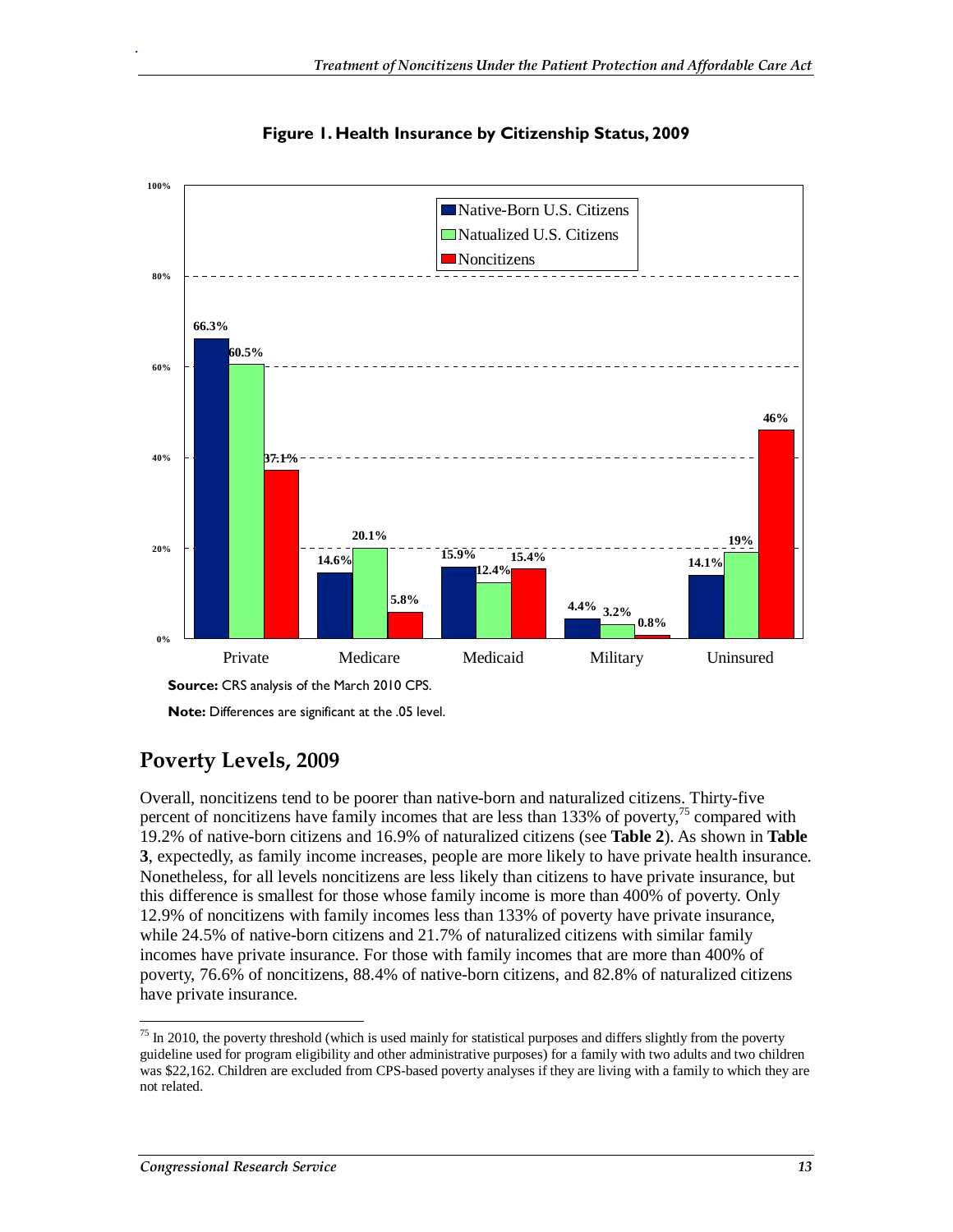**Figure 1. Health Insurance by Citizenship Status, 2009**

**Source:** CRS analysis of the March 2010 CPS.

**Note:** Differences are significant at the .05 level.

## Poverty Levels, 2009

Overall, noncitizens tend to be poorer than native-born and naturalized citizens. Thirty-five percent of noncitizens have family incomes that are less than 133% of poverty,[75] compared with 19.2% of native-born citizens and 16.9% of naturalized citizens (see **Table 2**). As shown in **Table 3**, expectedly, as family income increases, people are more likely to have private health insurance. Nonetheless, for all levels noncitizens are less likely than citizens to have private insurance, but this difference is smallest for those whose family income is more than 400% of poverty. Only 12.9% of noncitizens with family incomes less than 133% of poverty have private insurance, while 24.5% of native-born citizens and 21.7% of naturalized citizens with similar family incomes have private insurance. For those with family incomes that are more than 400% of poverty, 76.6% of noncitizens, 88.4% of native-born citizens, and 82.8% of naturalized citizens have private insurance.

[75] In 2010, the poverty threshold (which is used mainly for statistical purposes and differs slightly from the poverty guideline used for program eligibility and other administrative purposes) for a family with two adults and two children was $22,162. Children are excluded from CPS-based poverty analyses if they are living with a family to which they are not related.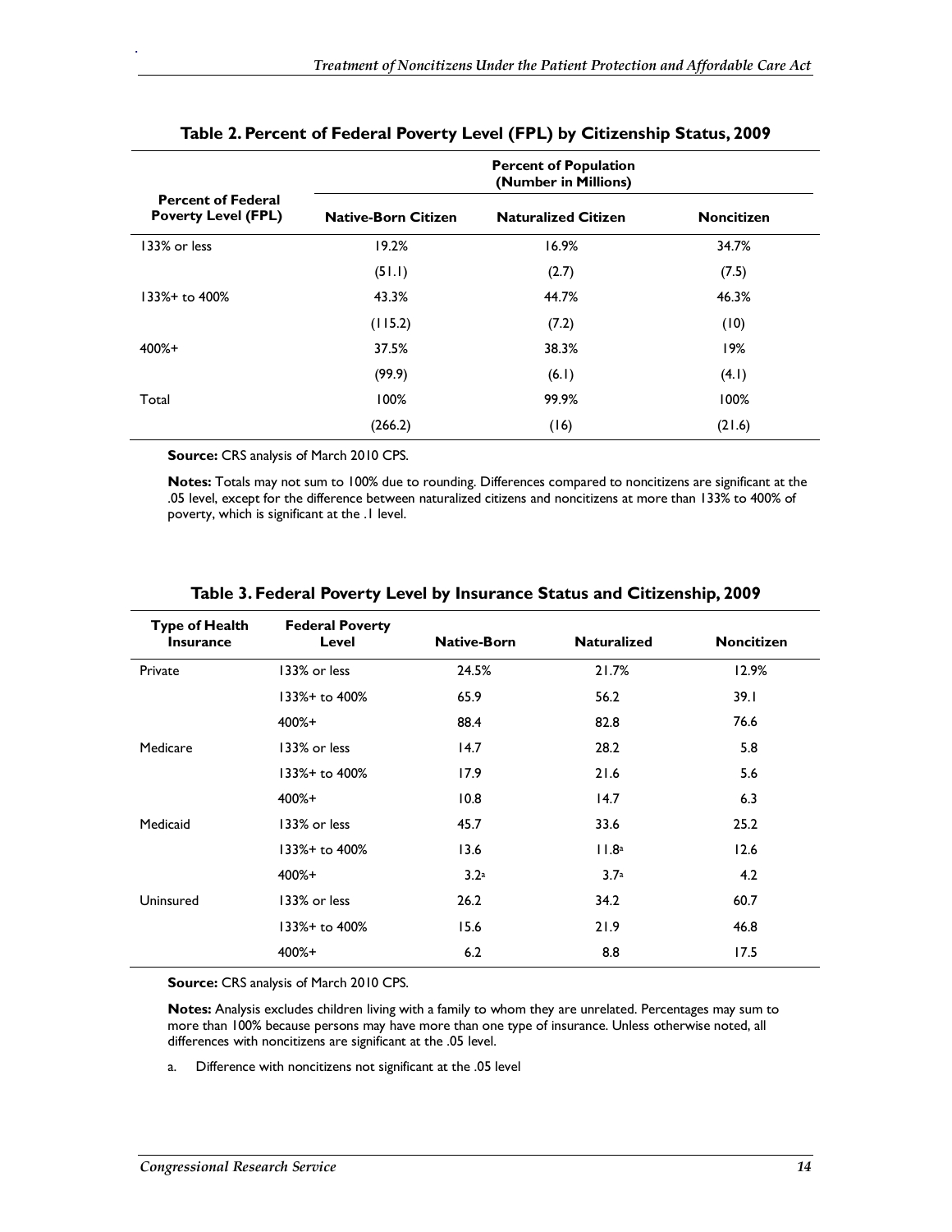**Table 2. Percent of Federal Poverty Level (FPL) by Citizenship Status, 2009**

| Percent of Federal Poverty Level (FPL) | Percent of Population (Number in Millions) | | |
|---|---|---|---|
| | Native-Born Citizen | Naturalized Citizen | Noncitizen |
| 133% or less | 19.2% | 16.9% | 34.7% |
| | (51.1) | (2.7) | (7.5) |
| 133%+ to 400% | 43.3% | 44.7% | 46.3% |
| | (115.2) | (7.2) | (10) |
| 400%+ | 37.5% | 38.3% | 19% |
| | (99.9) | (6.1) | (4.1) |
| Total | 100% | 99.9% | 100% |
| | (266.2) | (16) | (21.6) |

**Source:** CRS analysis of March 2010 CPS.

**Notes:** Totals may not sum to 100% due to rounding. Differences compared to noncitizens are significant at the .05 level, except for the difference between naturalized citizens and noncitizens at more than 133% to 400% of poverty, which is significant at the .1 level.

**Table 3. Federal Poverty Level by Insurance Status and Citizenship, 2009**

| Type of Health Insurance | Federal Poverty Level | Native-Born | Naturalized | Noncitizen |
|---|---|---|---|---|
| Private | 133% or less | 24.5% | 21.7% | 12.9% |
| | 133%+ to 400% | 65.9 | 56.2 | 39.1 |
| | 400%+ | 88.4 | 82.8 | 76.6 |
| Medicare | 133% or less | 14.7 | 28.2 | 5.8 |
| | 133%+ to 400% | 17.9 | 21.6 | 5.6 |
| | 400%+ | 10.8 | 14.7 | 6.3 |
| Medicaid | 133% or less | 45.7 | 33.6 | 25.2 |
| | 133%+ to 400% | 13.6 | 11.8[a] | 12.6 |
| | 400%+ | 3.2[a] | 3.7[a] | 4.2 |
| Uninsured | 133% or less | 26.2 | 34.2 | 60.7 |
| | 133%+ to 400% | 15.6 | 21.9 | 46.8 |
| | 400%+ | 6.2 | 8.8 | 17.5 |

**Source:** CRS analysis of March 2010 CPS.

**Notes:** Analysis excludes children living with a family to whom they are unrelated. Percentages may sum to more than 100% because persons may have more than one type of insurance. Unless otherwise noted, all differences with noncitizens are significant at the .05 level.

a. Difference with noncitizens not significant at the .05 level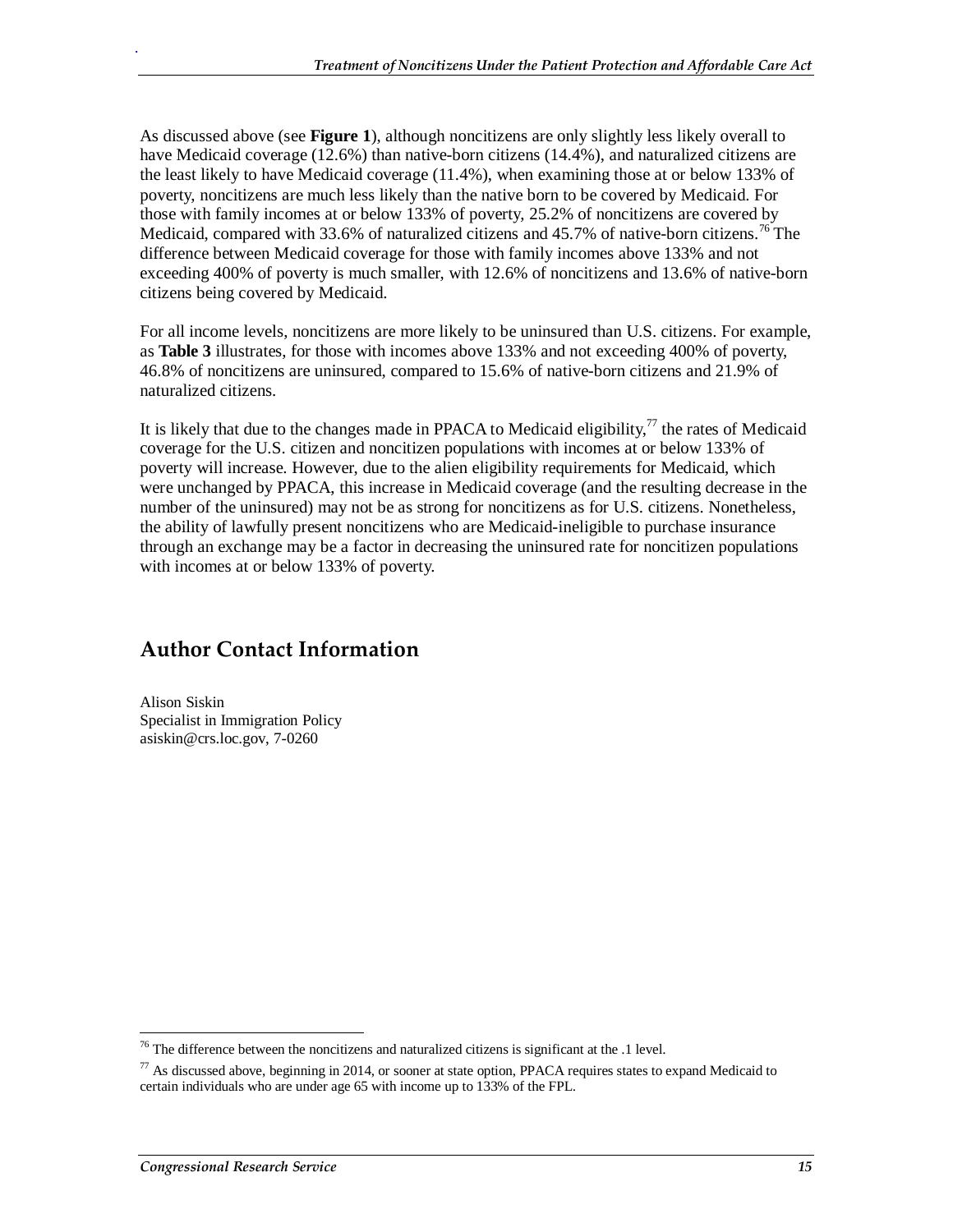As discussed above (see **Figure 1**), although noncitizens are only slightly less likely overall to have Medicaid coverage (12.6%) than native-born citizens (14.4%), and naturalized citizens are the least likely to have Medicaid coverage (11.4%), when examining those at or below 133% of poverty, noncitizens are much less likely than the native born to be covered by Medicaid. For those with family incomes at or below 133% of poverty, 25.2% of noncitizens are covered by Medicaid, compared with 33.6% of naturalized citizens and 45.7% of native-born citizens.[76] The difference between Medicaid coverage for those with family incomes above 133% and not exceeding 400% of poverty is much smaller, with 12.6% of noncitizens and 13.6% of native-born citizens being covered by Medicaid.

For all income levels, noncitizens are more likely to be uninsured than U.S. citizens. For example, as **Table 3** illustrates, for those with incomes above 133% and not exceeding 400% of poverty, 46.8% of noncitizens are uninsured, compared to 15.6% of native-born citizens and 21.9% of naturalized citizens.

It is likely that due to the changes made in PPACA to Medicaid eligibility,[77] the rates of Medicaid coverage for the U.S. citizen and noncitizen populations with incomes at or below 133% of poverty will increase. However, due to the alien eligibility requirements for Medicaid, which were unchanged by PPACA, this increase in Medicaid coverage (and the resulting decrease in the number of the uninsured) may not be as strong for noncitizens as for U.S. citizens. Nonetheless, the ability of lawfully present noncitizens who are Medicaid-ineligible to purchase insurance through an exchange may be a factor in decreasing the uninsured rate for noncitizen populations with incomes at or below 133% of poverty.

## Author Contact Information

Alison Siskin
Specialist in Immigration Policy
asiskin@crs.loc.gov, 7-0260

---

[76] The difference between the noncitizens and naturalized citizens is significant at the .1 level.

[77] As discussed above, beginning in 2014, or sooner at state option, PPACA requires states to expand Medicaid to certain individuals who are under age 65 with income up to 133% of the FPL.